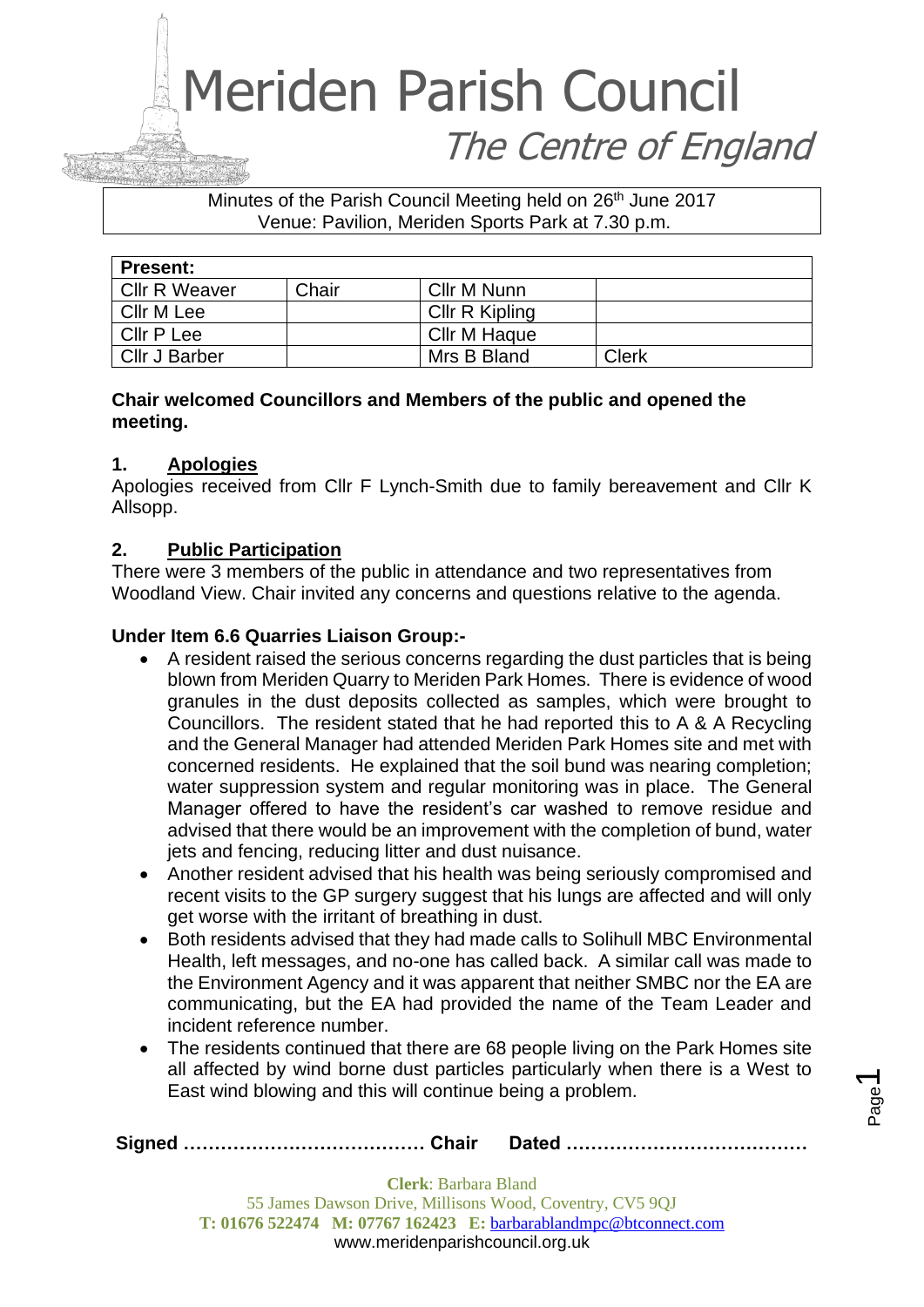# Meriden Parish Council

*The Centre of England*

Minutes of the Parish Council Meeting held on 26th June 2017
Venue: Pavilion, Meriden Sports Park at 7.30 p.m.

| **Present:** | | | |
|---|---|---|---|
| Cllr R Weaver | Chair | Cllr M Nunn | |
| Cllr M Lee | | Cllr R Kipling | |
| Cllr P Lee | | Cllr M Haque | |
| Cllr J Barber | | Mrs B Bland | Clerk |

**Chair welcomed Councillors and Members of the public and opened the meeting.**

## 1. Apologies

Apologies received from Cllr F Lynch-Smith due to family bereavement and Cllr K Allsopp.

## 2. Public Participation

There were 3 members of the public in attendance and two representatives from Woodland View. Chair invited any concerns and questions relative to the agenda.

**Under Item 6.6 Quarries Liaison Group:-**

- A resident raised the serious concerns regarding the dust particles that is being blown from Meriden Quarry to Meriden Park Homes. There is evidence of wood granules in the dust deposits collected as samples, which were brought to Councillors. The resident stated that he had reported this to A & A Recycling and the General Manager had attended Meriden Park Homes site and met with concerned residents. He explained that the soil bund was nearing completion; water suppression system and regular monitoring was in place. The General Manager offered to have the resident's car washed to remove residue and advised that there would be an improvement with the completion of bund, water jets and fencing, reducing litter and dust nuisance.
- Another resident advised that his health was being seriously compromised and recent visits to the GP surgery suggest that his lungs are affected and will only get worse with the irritant of breathing in dust.
- Both residents advised that they had made calls to Solihull MBC Environmental Health, left messages, and no-one has called back. A similar call was made to the Environment Agency and it was apparent that neither SMBC nor the EA are communicating, but the EA had provided the name of the Team Leader and incident reference number.
- The residents continued that there are 68 people living on the Park Homes site all affected by wind borne dust particles particularly when there is a West to East wind blowing and this will continue being a problem.

**Signed ………………………………… Chair Dated …………………………………**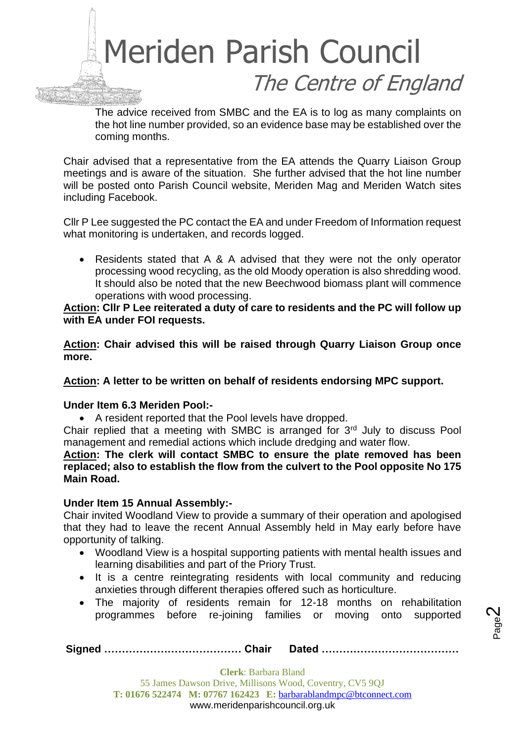The advice received from SMBC and the EA is to log as many complaints on the hot line number provided, so an evidence base may be established over the coming months.

Chair advised that a representative from the EA attends the Quarry Liaison Group meetings and is aware of the situation. She further advised that the hot line number will be posted onto Parish Council website, Meriden Mag and Meriden Watch sites including Facebook.

Cllr P Lee suggested the PC contact the EA and under Freedom of Information request what monitoring is undertaken, and records logged.

- Residents stated that A & A advised that they were not the only operator processing wood recycling, as the old Moody operation is also shredding wood. It should also be noted that the new Beechwood biomass plant will commence operations with wood processing.

**Action: Cllr P Lee reiterated a duty of care to residents and the PC will follow up with EA under FOI requests.**

**Action: Chair advised this will be raised through Quarry Liaison Group once more.**

**Action: A letter to be written on behalf of residents endorsing MPC support.**

**Under Item 6.3 Meriden Pool:-**

- A resident reported that the Pool levels have dropped.

Chair replied that a meeting with SMBC is arranged for 3rd July to discuss Pool management and remedial actions which include dredging and water flow.

**Action: The clerk will contact SMBC to ensure the plate removed has been replaced; also to establish the flow from the culvert to the Pool opposite No 175 Main Road.**

**Under Item 15 Annual Assembly:-**

Chair invited Woodland View to provide a summary of their operation and apologised that they had to leave the recent Annual Assembly held in May early before have opportunity of talking.

- Woodland View is a hospital supporting patients with mental health issues and learning disabilities and part of the Priory Trust.
- It is a centre reintegrating residents with local community and reducing anxieties through different therapies offered such as horticulture.
- The majority of residents remain for 12-18 months on rehabilitation programmes before re-joining families or moving onto supported

**Signed ………………………………… Chair Dated …………………………………**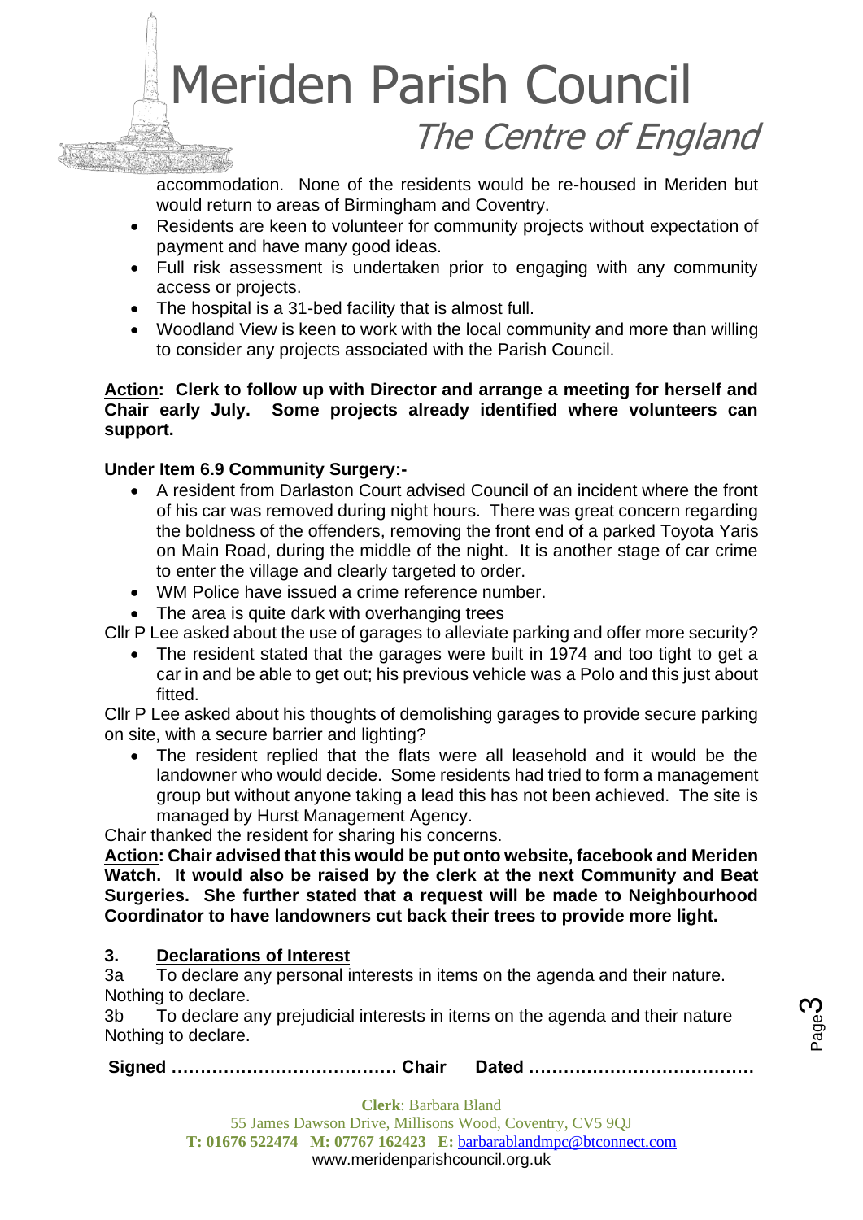accommodation. None of the residents would be re-housed in Meriden but would return to areas of Birmingham and Coventry.

- Residents are keen to volunteer for community projects without expectation of payment and have many good ideas.
- Full risk assessment is undertaken prior to engaging with any community access or projects.
- The hospital is a 31-bed facility that is almost full.
- Woodland View is keen to work with the local community and more than willing to consider any projects associated with the Parish Council.

**<u>Action</u>: Clerk to follow up with Director and arrange a meeting for herself and Chair early July. Some projects already identified where volunteers can support.**

**Under Item 6.9 Community Surgery:-**

- A resident from Darlaston Court advised Council of an incident where the front of his car was removed during night hours. There was great concern regarding the boldness of the offenders, removing the front end of a parked Toyota Yaris on Main Road, during the middle of the night. It is another stage of car crime to enter the village and clearly targeted to order.
- WM Police have issued a crime reference number.
- The area is quite dark with overhanging trees

Cllr P Lee asked about the use of garages to alleviate parking and offer more security?

- The resident stated that the garages were built in 1974 and too tight to get a car in and be able to get out; his previous vehicle was a Polo and this just about fitted.

Cllr P Lee asked about his thoughts of demolishing garages to provide secure parking on site, with a secure barrier and lighting?

- The resident replied that the flats were all leasehold and it would be the landowner who would decide. Some residents had tried to form a management group but without anyone taking a lead this has not been achieved. The site is managed by Hurst Management Agency.

Chair thanked the resident for sharing his concerns.

**<u>Action</u>: Chair advised that this would be put onto website, facebook and Meriden Watch. It would also be raised by the clerk at the next Community and Beat Surgeries. She further stated that a request will be made to Neighbourhood Coordinator to have landowners cut back their trees to provide more light.**

## 3. <u>Declarations of Interest</u>

3a To declare any personal interests in items on the agenda and their nature.
Nothing to declare.

3b To declare any prejudicial interests in items on the agenda and their nature
Nothing to declare.

**Signed ………………………………… Chair Dated …………………………………**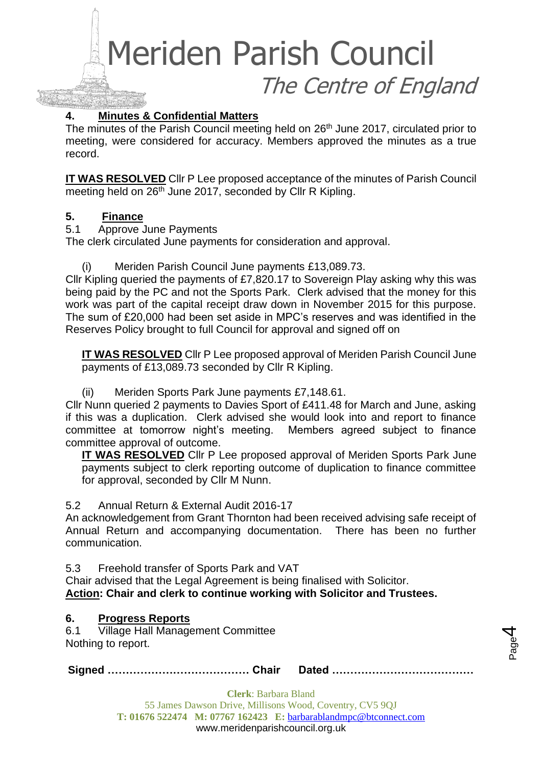## 4. Minutes & Confidential Matters

The minutes of the Parish Council meeting held on 26th June 2017, circulated prior to meeting, were considered for accuracy. Members approved the minutes as a true record.

**IT WAS RESOLVED** Cllr P Lee proposed acceptance of the minutes of Parish Council meeting held on 26th June 2017, seconded by Cllr R Kipling.

## 5. Finance

5.1 Approve June Payments

The clerk circulated June payments for consideration and approval.

(i) Meriden Parish Council June payments £13,089.73.

Cllr Kipling queried the payments of £7,820.17 to Sovereign Play asking why this was being paid by the PC and not the Sports Park. Clerk advised that the money for this work was part of the capital receipt draw down in November 2015 for this purpose. The sum of £20,000 had been set aside in MPC's reserves and was identified in the Reserves Policy brought to full Council for approval and signed off on

**IT WAS RESOLVED** Cllr P Lee proposed approval of Meriden Parish Council June payments of £13,089.73 seconded by Cllr R Kipling.

(ii) Meriden Sports Park June payments £7,148.61.

Cllr Nunn queried 2 payments to Davies Sport of £411.48 for March and June, asking if this was a duplication. Clerk advised she would look into and report to finance committee at tomorrow night's meeting. Members agreed subject to finance committee approval of outcome.

**IT WAS RESOLVED** Cllr P Lee proposed approval of Meriden Sports Park June payments subject to clerk reporting outcome of duplication to finance committee for approval, seconded by Cllr M Nunn.

5.2 Annual Return & External Audit 2016-17

An acknowledgement from Grant Thornton had been received advising safe receipt of Annual Return and accompanying documentation. There has been no further communication.

5.3 Freehold transfer of Sports Park and VAT

Chair advised that the Legal Agreement is being finalised with Solicitor.

**Action: Chair and clerk to continue working with Solicitor and Trustees.**

## 6. Progress Reports

6.1 Village Hall Management Committee

Nothing to report.

**Signed ………………………………… Chair Dated …………………………………**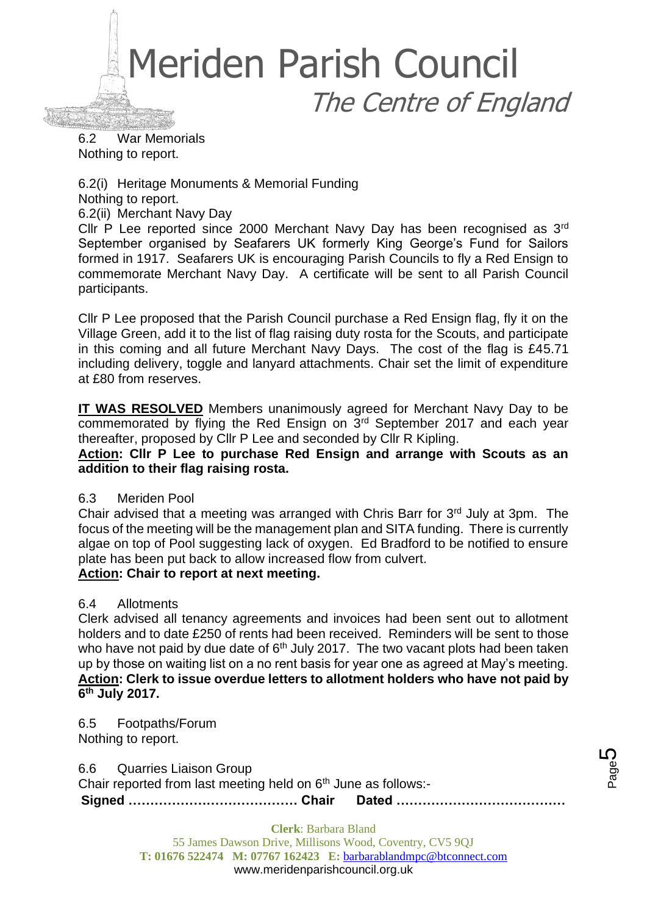6.2 War Memorials

Nothing to report.

6.2(i) Heritage Monuments & Memorial Funding

Nothing to report.

6.2(ii) Merchant Navy Day

Cllr P Lee reported since 2000 Merchant Navy Day has been recognised as 3rd September organised by Seafarers UK formerly King George's Fund for Sailors formed in 1917. Seafarers UK is encouraging Parish Councils to fly a Red Ensign to commemorate Merchant Navy Day. A certificate will be sent to all Parish Council participants.

Cllr P Lee proposed that the Parish Council purchase a Red Ensign flag, fly it on the Village Green, add it to the list of flag raising duty rosta for the Scouts, and participate in this coming and all future Merchant Navy Days. The cost of the flag is £45.71 including delivery, toggle and lanyard attachments. Chair set the limit of expenditure at £80 from reserves.

**IT WAS RESOLVED** Members unanimously agreed for Merchant Navy Day to be commemorated by flying the Red Ensign on 3rd September 2017 and each year thereafter, proposed by Cllr P Lee and seconded by Cllr R Kipling.

**Action: Cllr P Lee to purchase Red Ensign and arrange with Scouts as an addition to their flag raising rosta.**

6.3 Meriden Pool

Chair advised that a meeting was arranged with Chris Barr for 3rd July at 3pm. The focus of the meeting will be the management plan and SITA funding. There is currently algae on top of Pool suggesting lack of oxygen. Ed Bradford to be notified to ensure plate has been put back to allow increased flow from culvert.

**Action: Chair to report at next meeting.**

6.4 Allotments

Clerk advised all tenancy agreements and invoices had been sent out to allotment holders and to date £250 of rents had been received. Reminders will be sent to those who have not paid by due date of 6th July 2017. The two vacant plots had been taken up by those on waiting list on a no rent basis for year one as agreed at May's meeting.

**Action: Clerk to issue overdue letters to allotment holders who have not paid by 6th July 2017.**

6.5 Footpaths/Forum

Nothing to report.

6.6 Quarries Liaison Group

Chair reported from last meeting held on 6th June as follows:-

**Signed ………………………………… Chair Dated …………………………………**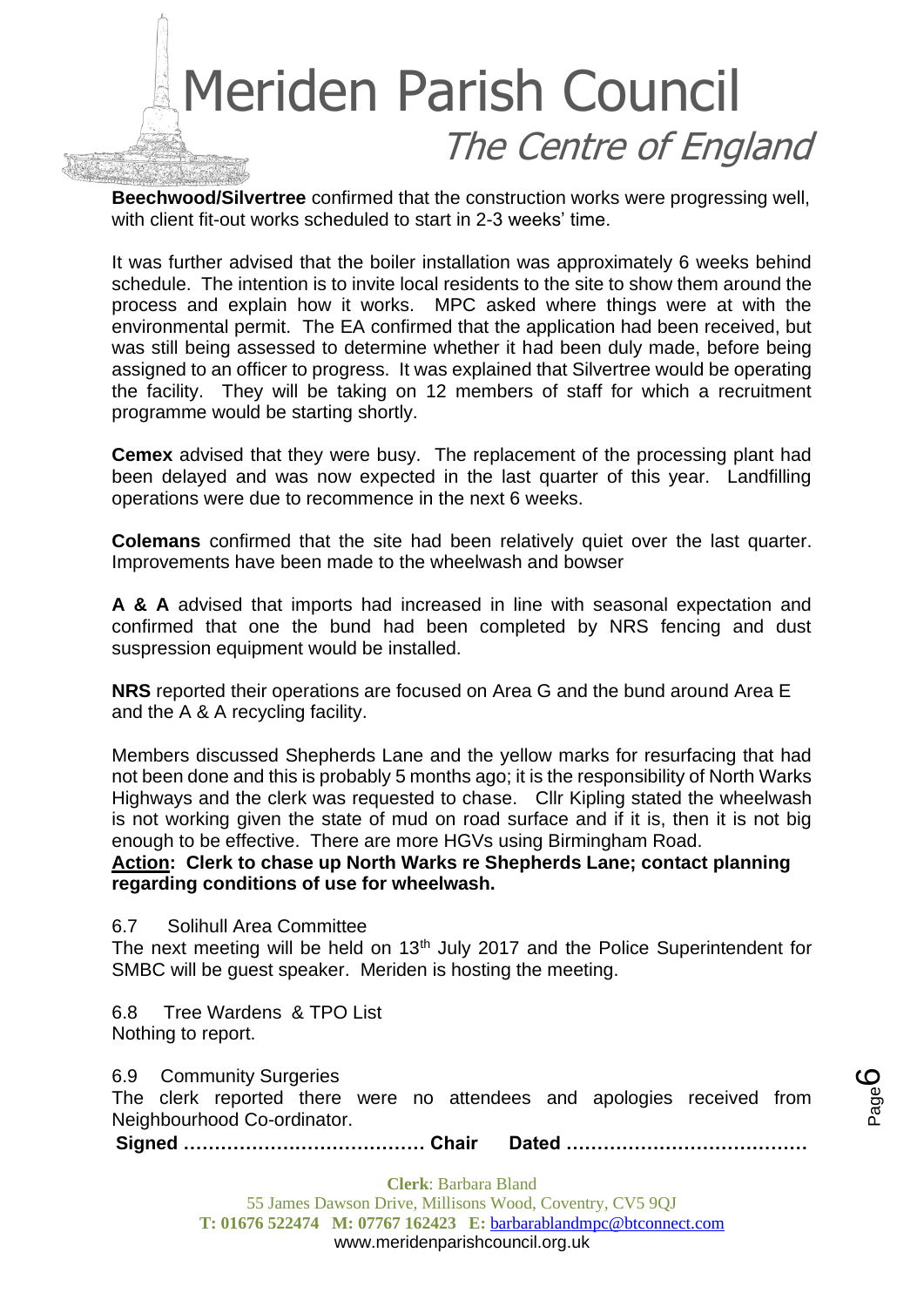**Beechwood/Silvertree** confirmed that the construction works were progressing well, with client fit-out works scheduled to start in 2-3 weeks' time.

It was further advised that the boiler installation was approximately 6 weeks behind schedule. The intention is to invite local residents to the site to show them around the process and explain how it works. MPC asked where things were at with the environmental permit. The EA confirmed that the application had been received, but was still being assessed to determine whether it had been duly made, before being assigned to an officer to progress. It was explained that Silvertree would be operating the facility. They will be taking on 12 members of staff for which a recruitment programme would be starting shortly.

**Cemex** advised that they were busy. The replacement of the processing plant had been delayed and was now expected in the last quarter of this year. Landfilling operations were due to recommence in the next 6 weeks.

**Colemans** confirmed that the site had been relatively quiet over the last quarter. Improvements have been made to the wheelwash and bowser

**A & A** advised that imports had increased in line with seasonal expectation and confirmed that one the bund had been completed by NRS fencing and dust suspression equipment would be installed.

**NRS** reported their operations are focused on Area G and the bund around Area E and the A & A recycling facility.

Members discussed Shepherds Lane and the yellow marks for resurfacing that had not been done and this is probably 5 months ago; it is the responsibility of North Warks Highways and the clerk was requested to chase. Cllr Kipling stated the wheelwash is not working given the state of mud on road surface and if it is, then it is not big enough to be effective. There are more HGVs using Birmingham Road.

**Action: Clerk to chase up North Warks re Shepherds Lane; contact planning regarding conditions of use for wheelwash.**

6.7 Solihull Area Committee

The next meeting will be held on 13th July 2017 and the Police Superintendent for SMBC will be guest speaker. Meriden is hosting the meeting.

6.8 Tree Wardens & TPO List

Nothing to report.

6.9 Community Surgeries

The clerk reported there were no attendees and apologies received from Neighbourhood Co-ordinator.

**Signed ………………………………… Chair Dated …………………………………**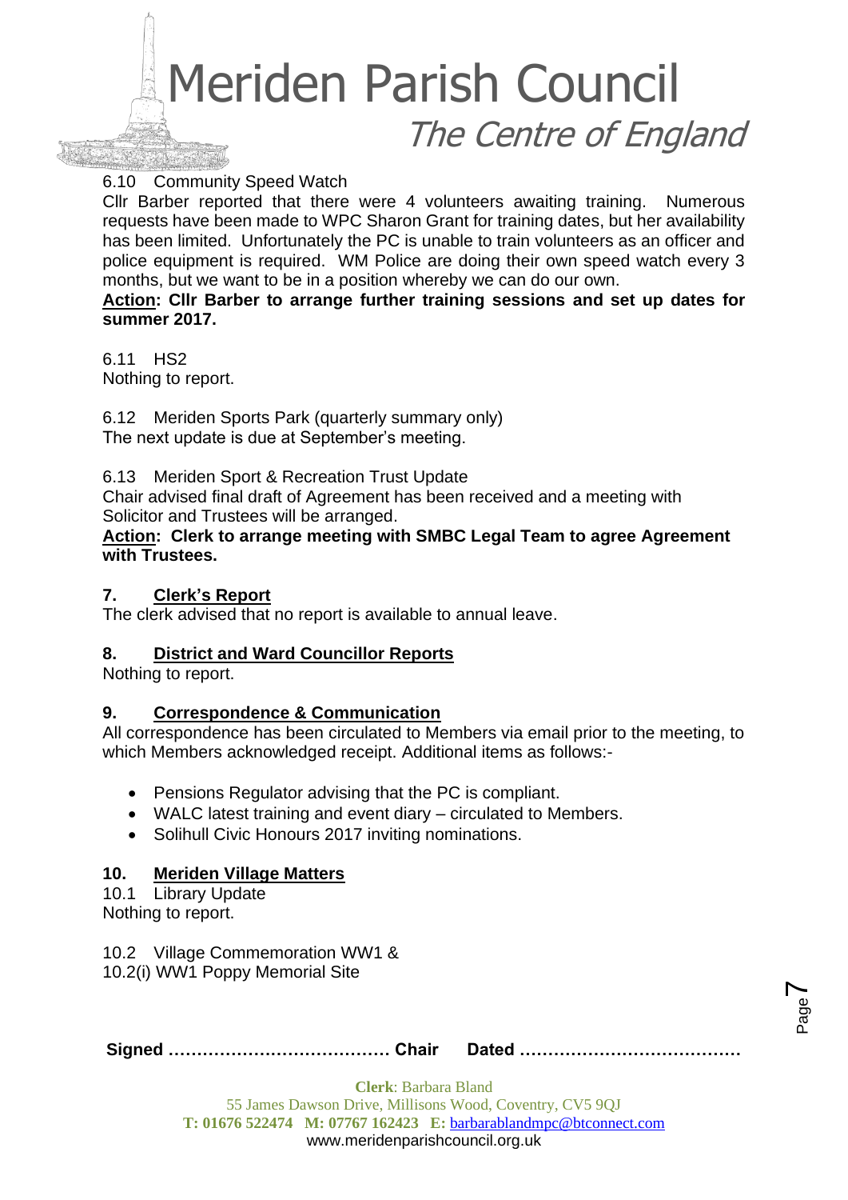6.10 Community Speed Watch

Cllr Barber reported that there were 4 volunteers awaiting training. Numerous requests have been made to WPC Sharon Grant for training dates, but her availability has been limited. Unfortunately the PC is unable to train volunteers as an officer and police equipment is required. WM Police are doing their own speed watch every 3 months, but we want to be in a position whereby we can do our own.

**Action: Cllr Barber to arrange further training sessions and set up dates for summer 2017.**

6.11 HS2

Nothing to report.

6.12 Meriden Sports Park (quarterly summary only)

The next update is due at September's meeting.

6.13 Meriden Sport & Recreation Trust Update

Chair advised final draft of Agreement has been received and a meeting with Solicitor and Trustees will be arranged.

**Action: Clerk to arrange meeting with SMBC Legal Team to agree Agreement with Trustees.**

## 7. Clerk's Report

The clerk advised that no report is available to annual leave.

## 8. District and Ward Councillor Reports

Nothing to report.

## 9. Correspondence & Communication

All correspondence has been circulated to Members via email prior to the meeting, to which Members acknowledged receipt. Additional items as follows:-

- Pensions Regulator advising that the PC is compliant.
- WALC latest training and event diary – circulated to Members.
- Solihull Civic Honours 2017 inviting nominations.

## 10. Meriden Village Matters

10.1 Library Update

Nothing to report.

10.2 Village Commemoration WW1 &

10.2(i) WW1 Poppy Memorial Site

**Signed ………………………………… Chair Dated …………………………………**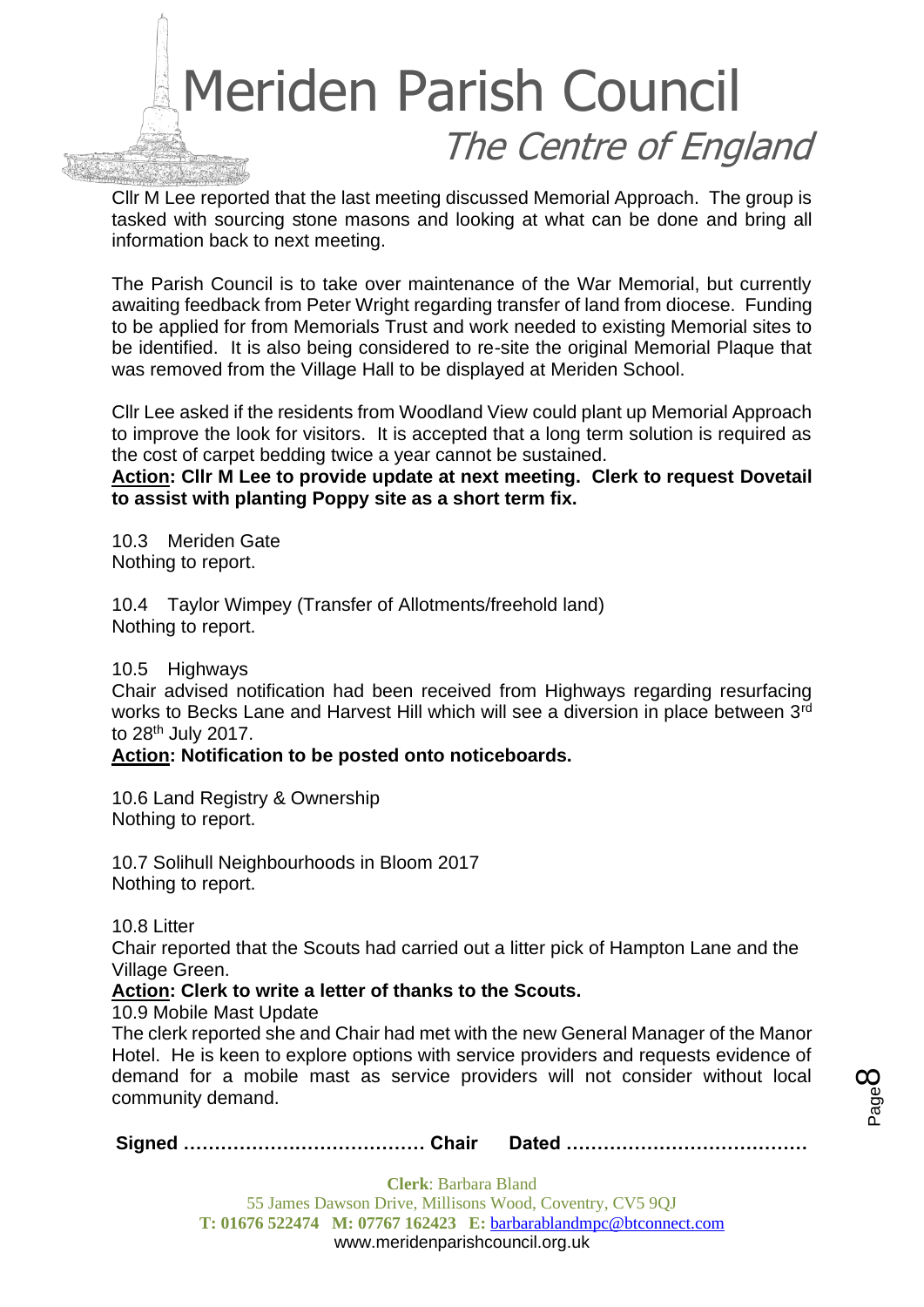Cllr M Lee reported that the last meeting discussed Memorial Approach. The group is tasked with sourcing stone masons and looking at what can be done and bring all information back to next meeting.

The Parish Council is to take over maintenance of the War Memorial, but currently awaiting feedback from Peter Wright regarding transfer of land from diocese. Funding to be applied for from Memorials Trust and work needed to existing Memorial sites to be identified. It is also being considered to re-site the original Memorial Plaque that was removed from the Village Hall to be displayed at Meriden School.

Cllr Lee asked if the residents from Woodland View could plant up Memorial Approach to improve the look for visitors. It is accepted that a long term solution is required as the cost of carpet bedding twice a year cannot be sustained.

**<u>Action</u>: Cllr M Lee to provide update at next meeting. Clerk to request Dovetail to assist with planting Poppy site as a short term fix.**

10.3 Meriden Gate
Nothing to report.

10.4 Taylor Wimpey (Transfer of Allotments/freehold land)
Nothing to report.

10.5 Highways
Chair advised notification had been received from Highways regarding resurfacing works to Becks Lane and Harvest Hill which will see a diversion in place between 3rd to 28th July 2017.

**<u>Action</u>: Notification to be posted onto noticeboards.**

10.6 Land Registry & Ownership
Nothing to report.

10.7 Solihull Neighbourhoods in Bloom 2017
Nothing to report.

10.8 Litter
Chair reported that the Scouts had carried out a litter pick of Hampton Lane and the Village Green.

**<u>Action</u>: Clerk to write a letter of thanks to the Scouts.**

10.9 Mobile Mast Update
The clerk reported she and Chair had met with the new General Manager of the Manor Hotel. He is keen to explore options with service providers and requests evidence of demand for a mobile mast as service providers will not consider without local community demand.

**Signed ………………………………… Chair Dated …………………………………**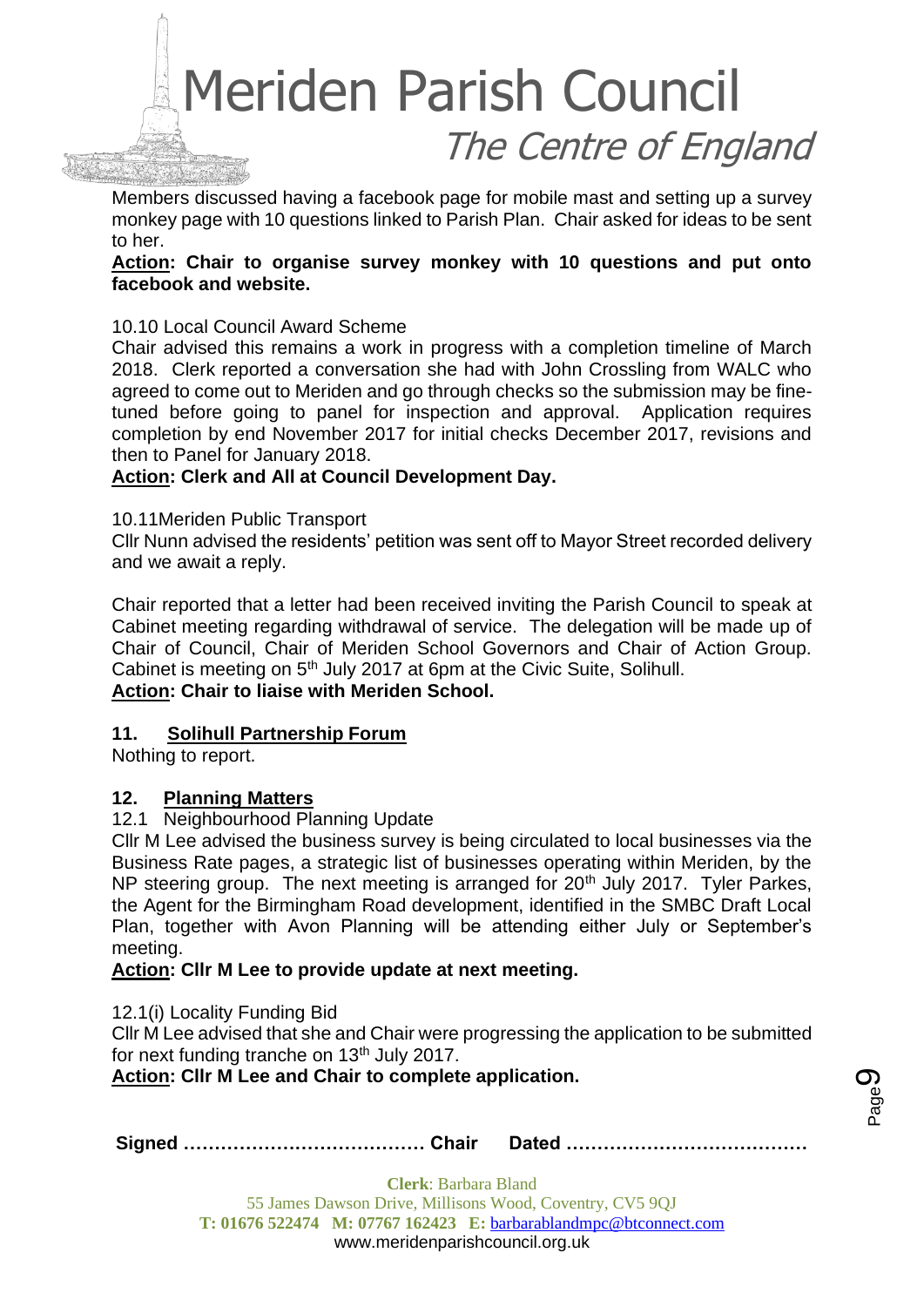Members discussed having a facebook page for mobile mast and setting up a survey monkey page with 10 questions linked to Parish Plan. Chair asked for ideas to be sent to her.

**Action: Chair to organise survey monkey with 10 questions and put onto facebook and website.**

10.10 Local Council Award Scheme

Chair advised this remains a work in progress with a completion timeline of March 2018. Clerk reported a conversation she had with John Crossling from WALC who agreed to come out to Meriden and go through checks so the submission may be fine-tuned before going to panel for inspection and approval. Application requires completion by end November 2017 for initial checks December 2017, revisions and then to Panel for January 2018.

**Action: Clerk and All at Council Development Day.**

10.11Meriden Public Transport

Cllr Nunn advised the residents' petition was sent off to Mayor Street recorded delivery and we await a reply.

Chair reported that a letter had been received inviting the Parish Council to speak at Cabinet meeting regarding withdrawal of service. The delegation will be made up of Chair of Council, Chair of Meriden School Governors and Chair of Action Group. Cabinet is meeting on 5th July 2017 at 6pm at the Civic Suite, Solihull.

**Action: Chair to liaise with Meriden School.**

## 11. Solihull Partnership Forum

Nothing to report.

## 12. Planning Matters

12.1 Neighbourhood Planning Update

Cllr M Lee advised the business survey is being circulated to local businesses via the Business Rate pages, a strategic list of businesses operating within Meriden, by the NP steering group. The next meeting is arranged for 20th July 2017. Tyler Parkes, the Agent for the Birmingham Road development, identified in the SMBC Draft Local Plan, together with Avon Planning will be attending either July or September's meeting.

**Action: Cllr M Lee to provide update at next meeting.**

12.1(i) Locality Funding Bid

Cllr M Lee advised that she and Chair were progressing the application to be submitted for next funding tranche on 13th July 2017.

**Action: Cllr M Lee and Chair to complete application.**

**Signed ………………………………… Chair Dated …………………………………**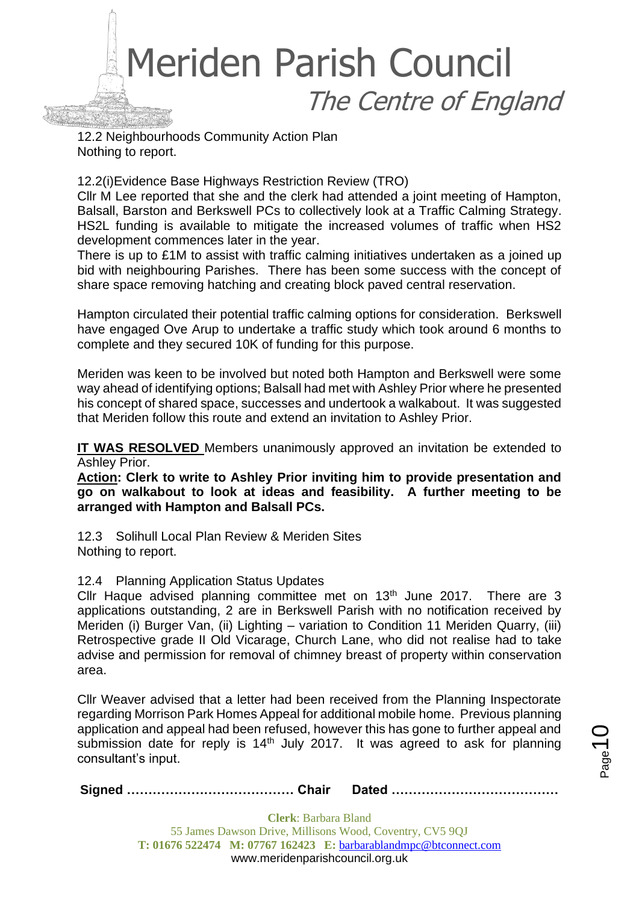12.2 Neighbourhoods Community Action Plan
Nothing to report.

12.2(i)Evidence Base Highways Restriction Review (TRO)
Cllr M Lee reported that she and the clerk had attended a joint meeting of Hampton, Balsall, Barston and Berkswell PCs to collectively look at a Traffic Calming Strategy. HS2L funding is available to mitigate the increased volumes of traffic when HS2 development commences later in the year.
There is up to £1M to assist with traffic calming initiatives undertaken as a joined up bid with neighbouring Parishes. There has been some success with the concept of share space removing hatching and creating block paved central reservation.

Hampton circulated their potential traffic calming options for consideration. Berkswell have engaged Ove Arup to undertake a traffic study which took around 6 months to complete and they secured 10K of funding for this purpose.

Meriden was keen to be involved but noted both Hampton and Berkswell were some way ahead of identifying options; Balsall had met with Ashley Prior where he presented his concept of shared space, successes and undertook a walkabout. It was suggested that Meriden follow this route and extend an invitation to Ashley Prior.

**IT WAS RESOLVED** Members unanimously approved an invitation be extended to Ashley Prior.
**Action: Clerk to write to Ashley Prior inviting him to provide presentation and go on walkabout to look at ideas and feasibility. A further meeting to be arranged with Hampton and Balsall PCs.**

12.3 Solihull Local Plan Review & Meriden Sites
Nothing to report.

12.4 Planning Application Status Updates
Cllr Haque advised planning committee met on 13th June 2017. There are 3 applications outstanding, 2 are in Berkswell Parish with no notification received by Meriden (i) Burger Van, (ii) Lighting – variation to Condition 11 Meriden Quarry, (iii) Retrospective grade II Old Vicarage, Church Lane, who did not realise had to take advise and permission for removal of chimney breast of property within conservation area.

Cllr Weaver advised that a letter had been received from the Planning Inspectorate regarding Morrison Park Homes Appeal for additional mobile home. Previous planning application and appeal had been refused, however this has gone to further appeal and submission date for reply is 14th July 2017. It was agreed to ask for planning consultant's input.

**Signed ………………………………… Chair Dated …………………………………**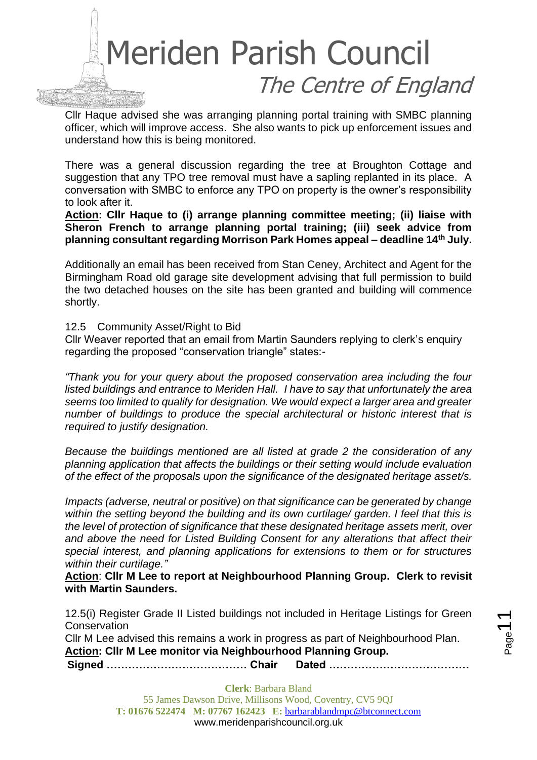Cllr Haque advised she was arranging planning portal training with SMBC planning officer, which will improve access. She also wants to pick up enforcement issues and understand how this is being monitored.

There was a general discussion regarding the tree at Broughton Cottage and suggestion that any TPO tree removal must have a sapling replanted in its place. A conversation with SMBC to enforce any TPO on property is the owner's responsibility to look after it.

**Action: Cllr Haque to (i) arrange planning committee meeting; (ii) liaise with Sheron French to arrange planning portal training; (iii) seek advice from planning consultant regarding Morrison Park Homes appeal – deadline 14th July.**

Additionally an email has been received from Stan Ceney, Architect and Agent for the Birmingham Road old garage site development advising that full permission to build the two detached houses on the site has been granted and building will commence shortly.

12.5 Community Asset/Right to Bid

Cllr Weaver reported that an email from Martin Saunders replying to clerk's enquiry regarding the proposed "conservation triangle" states:-

*"Thank you for your query about the proposed conservation area including the four listed buildings and entrance to Meriden Hall. I have to say that unfortunately the area seems too limited to qualify for designation. We would expect a larger area and greater number of buildings to produce the special architectural or historic interest that is required to justify designation.*

*Because the buildings mentioned are all listed at grade 2 the consideration of any planning application that affects the buildings or their setting would include evaluation of the effect of the proposals upon the significance of the designated heritage asset/s.*

*Impacts (adverse, neutral or positive) on that significance can be generated by change within the setting beyond the building and its own curtilage/ garden. I feel that this is the level of protection of significance that these designated heritage assets merit, over and above the need for Listed Building Consent for any alterations that affect their special interest, and planning applications for extensions to them or for structures within their curtilage."*

**Action**: **Cllr M Lee to report at Neighbourhood Planning Group. Clerk to revisit with Martin Saunders.**

12.5(i) Register Grade II Listed buildings not included in Heritage Listings for Green Conservation

Cllr M Lee advised this remains a work in progress as part of Neighbourhood Plan.

**Action: Cllr M Lee monitor via Neighbourhood Planning Group.**

**Signed ………………………………… Chair Dated …………………………………**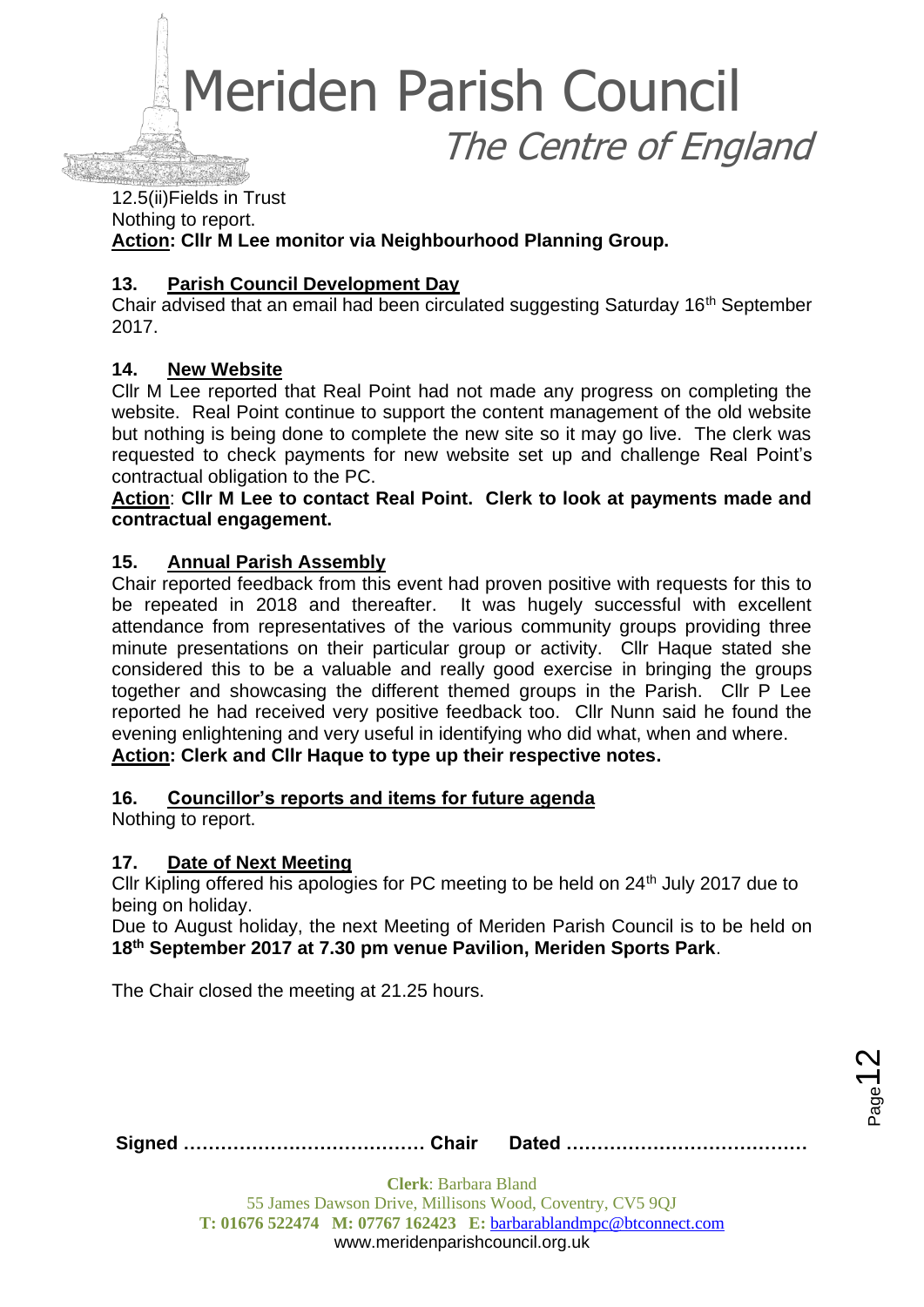12.5(ii)Fields in Trust
Nothing to report.
**Action: Cllr M Lee monitor via Neighbourhood Planning Group.**

## 13. Parish Council Development Day

Chair advised that an email had been circulated suggesting Saturday 16th September 2017.

## 14. New Website

Cllr M Lee reported that Real Point had not made any progress on completing the website. Real Point continue to support the content management of the old website but nothing is being done to complete the new site so it may go live. The clerk was requested to check payments for new website set up and challenge Real Point's contractual obligation to the PC.

**Action: Cllr M Lee to contact Real Point. Clerk to look at payments made and contractual engagement.**

## 15. Annual Parish Assembly

Chair reported feedback from this event had proven positive with requests for this to be repeated in 2018 and thereafter. It was hugely successful with excellent attendance from representatives of the various community groups providing three minute presentations on their particular group or activity. Cllr Haque stated she considered this to be a valuable and really good exercise in bringing the groups together and showcasing the different themed groups in the Parish. Cllr P Lee reported he had received very positive feedback too. Cllr Nunn said he found the evening enlightening and very useful in identifying who did what, when and where.

**Action: Clerk and Cllr Haque to type up their respective notes.**

## 16. Councillor's reports and items for future agenda

Nothing to report.

## 17. Date of Next Meeting

Cllr Kipling offered his apologies for PC meeting to be held on 24th July 2017 due to being on holiday.

Due to August holiday, the next Meeting of Meriden Parish Council is to be held on **18th September 2017 at 7.30 pm venue Pavilion, Meriden Sports Park**.

The Chair closed the meeting at 21.25 hours.

**Signed ………………………………… Chair Dated …………………………………**